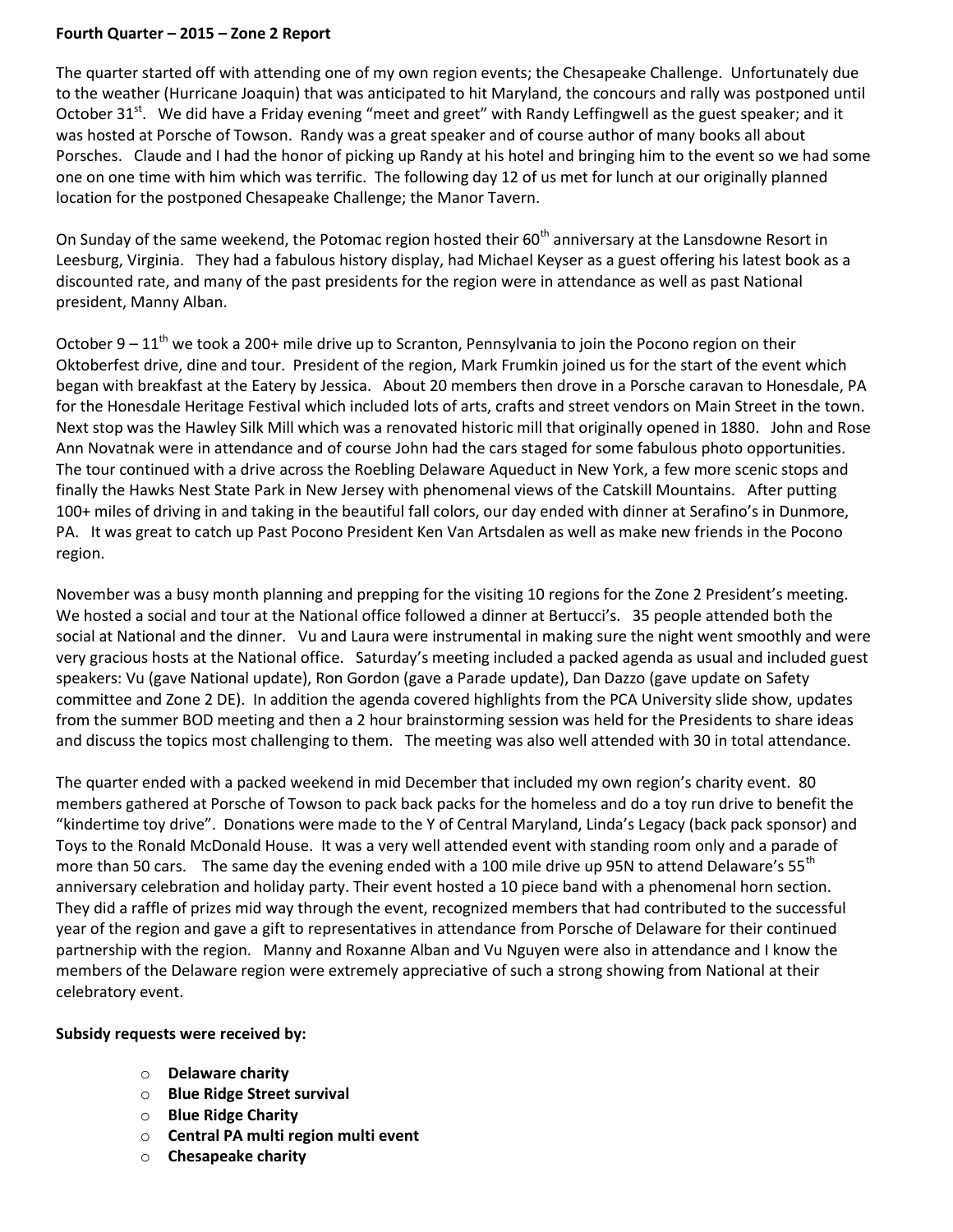**Fourth Quarter – 2015 – Zone 2 Report**

The quarter started off with attending one of my own region events; the Chesapeake Challenge. Unfortunately due to the weather (Hurricane Joaquin) that was anticipated to hit Maryland, the concours and rally was postponed until October 31st. We did have a Friday evening "meet and greet" with Randy Leffingwell as the guest speaker; and it was hosted at Porsche of Towson. Randy was a great speaker and of course author of many books all about Porsches. Claude and I had the honor of picking up Randy at his hotel and bringing him to the event so we had some one on one time with him which was terrific. The following day 12 of us met for lunch at our originally planned location for the postponed Chesapeake Challenge; the Manor Tavern.

On Sunday of the same weekend, the Potomac region hosted their 60th anniversary at the Lansdowne Resort in Leesburg, Virginia. They had a fabulous history display, had Michael Keyser as a guest offering his latest book as a discounted rate, and many of the past presidents for the region were in attendance as well as past National president, Manny Alban.

October 9 – 11th we took a 200+ mile drive up to Scranton, Pennsylvania to join the Pocono region on their Oktoberfest drive, dine and tour. President of the region, Mark Frumkin joined us for the start of the event which began with breakfast at the Eatery by Jessica. About 20 members then drove in a Porsche caravan to Honesdale, PA for the Honesdale Heritage Festival which included lots of arts, crafts and street vendors on Main Street in the town. Next stop was the Hawley Silk Mill which was a renovated historic mill that originally opened in 1880. John and Rose Ann Novatnak were in attendance and of course John had the cars staged for some fabulous photo opportunities. The tour continued with a drive across the Roebling Delaware Aqueduct in New York, a few more scenic stops and finally the Hawks Nest State Park in New Jersey with phenomenal views of the Catskill Mountains. After putting 100+ miles of driving in and taking in the beautiful fall colors, our day ended with dinner at Serafino's in Dunmore, PA. It was great to catch up Past Pocono President Ken Van Artsdalen as well as make new friends in the Pocono region.

November was a busy month planning and prepping for the visiting 10 regions for the Zone 2 President's meeting. We hosted a social and tour at the National office followed a dinner at Bertucci's. 35 people attended both the social at National and the dinner. Vu and Laura were instrumental in making sure the night went smoothly and were very gracious hosts at the National office. Saturday's meeting included a packed agenda as usual and included guest speakers: Vu (gave National update), Ron Gordon (gave a Parade update), Dan Dazzo (gave update on Safety committee and Zone 2 DE). In addition the agenda covered highlights from the PCA University slide show, updates from the summer BOD meeting and then a 2 hour brainstorming session was held for the Presidents to share ideas and discuss the topics most challenging to them. The meeting was also well attended with 30 in total attendance.

The quarter ended with a packed weekend in mid December that included my own region's charity event. 80 members gathered at Porsche of Towson to pack back packs for the homeless and do a toy run drive to benefit the "kindertime toy drive". Donations were made to the Y of Central Maryland, Linda's Legacy (back pack sponsor) and Toys to the Ronald McDonald House. It was a very well attended event with standing room only and a parade of more than 50 cars. The same day the evening ended with a 100 mile drive up 95N to attend Delaware's 55th anniversary celebration and holiday party. Their event hosted a 10 piece band with a phenomenal horn section. They did a raffle of prizes mid way through the event, recognized members that had contributed to the successful year of the region and gave a gift to representatives in attendance from Porsche of Delaware for their continued partnership with the region. Manny and Roxanne Alban and Vu Nguyen were also in attendance and I know the members of the Delaware region were extremely appreciative of such a strong showing from National at their celebratory event.

**Subsidy requests were received by:**

- **Delaware charity**
- **Blue Ridge Street survival**
- **Blue Ridge Charity**
- **Central PA multi region multi event**
- **Chesapeake charity**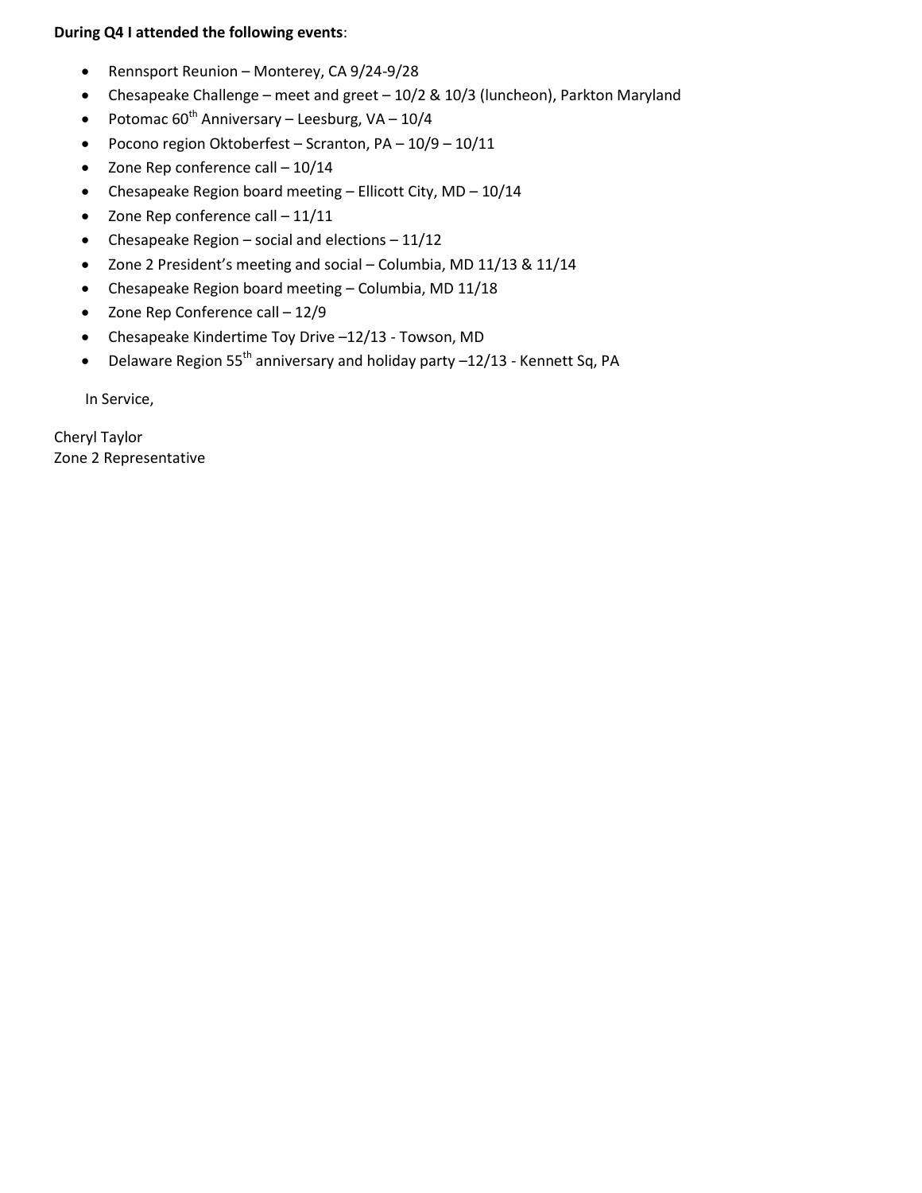**During Q4 I attended the following events**:

- Rennsport Reunion – Monterey, CA 9/24-9/28
- Chesapeake Challenge – meet and greet – 10/2 & 10/3 (luncheon), Parkton Maryland
- Potomac 60th Anniversary – Leesburg, VA – 10/4
- Pocono region Oktoberfest – Scranton, PA – 10/9 – 10/11
- Zone Rep conference call – 10/14
- Chesapeake Region board meeting – Ellicott City, MD – 10/14
- Zone Rep conference call – 11/11
- Chesapeake Region – social and elections – 11/12
- Zone 2 President's meeting and social – Columbia, MD 11/13 & 11/14
- Chesapeake Region board meeting – Columbia, MD 11/18
- Zone Rep Conference call – 12/9
- Chesapeake Kindertime Toy Drive –12/13 - Towson, MD
- Delaware Region 55th anniversary and holiday party –12/13 - Kennett Sq, PA

In Service,

Cheryl Taylor
Zone 2 Representative